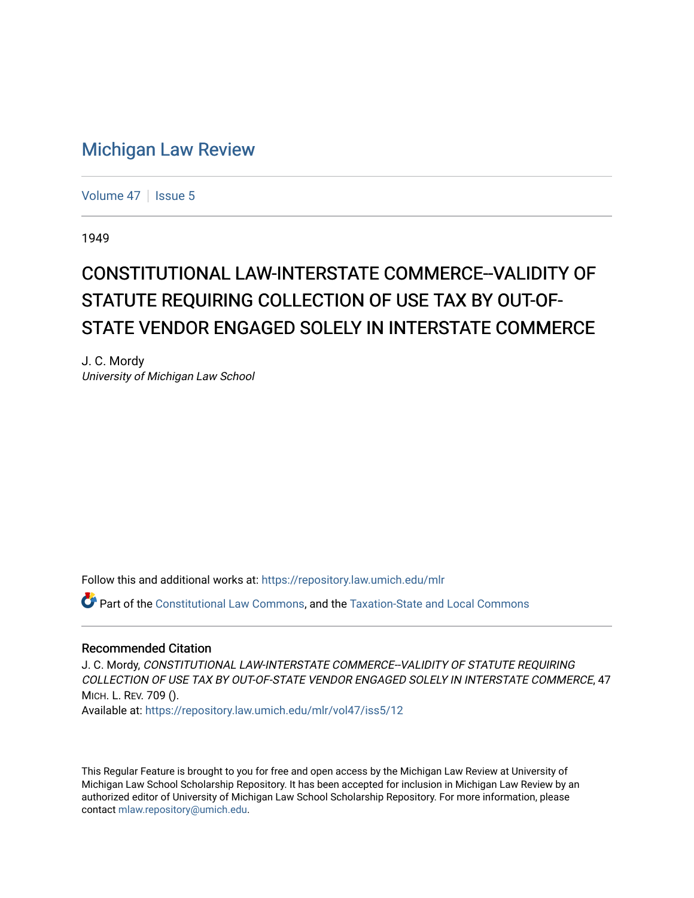# Michigan Law Review

Volume 47 | Issue 5

1949

## CONSTITUTIONAL LAW-INTERSTATE COMMERCE--VALIDITY OF STATUTE REQUIRING COLLECTION OF USE TAX BY OUT-OF-STATE VENDOR ENGAGED SOLELY IN INTERSTATE COMMERCE

J. C. Mordy
*University of Michigan Law School*

Follow this and additional works at: https://repository.law.umich.edu/mlr

Part of the Constitutional Law Commons, and the Taxation-State and Local Commons

### Recommended Citation

J. C. Mordy, *CONSTITUTIONAL LAW-INTERSTATE COMMERCE--VALIDITY OF STATUTE REQUIRING COLLECTION OF USE TAX BY OUT-OF-STATE VENDOR ENGAGED SOLELY IN INTERSTATE COMMERCE*, 47 MICH. L. REV. 709 ().
Available at: https://repository.law.umich.edu/mlr/vol47/iss5/12

This Regular Feature is brought to you for free and open access by the Michigan Law Review at University of Michigan Law School Scholarship Repository. It has been accepted for inclusion in Michigan Law Review by an authorized editor of University of Michigan Law School Scholarship Repository. For more information, please contact mlaw.repository@umich.edu.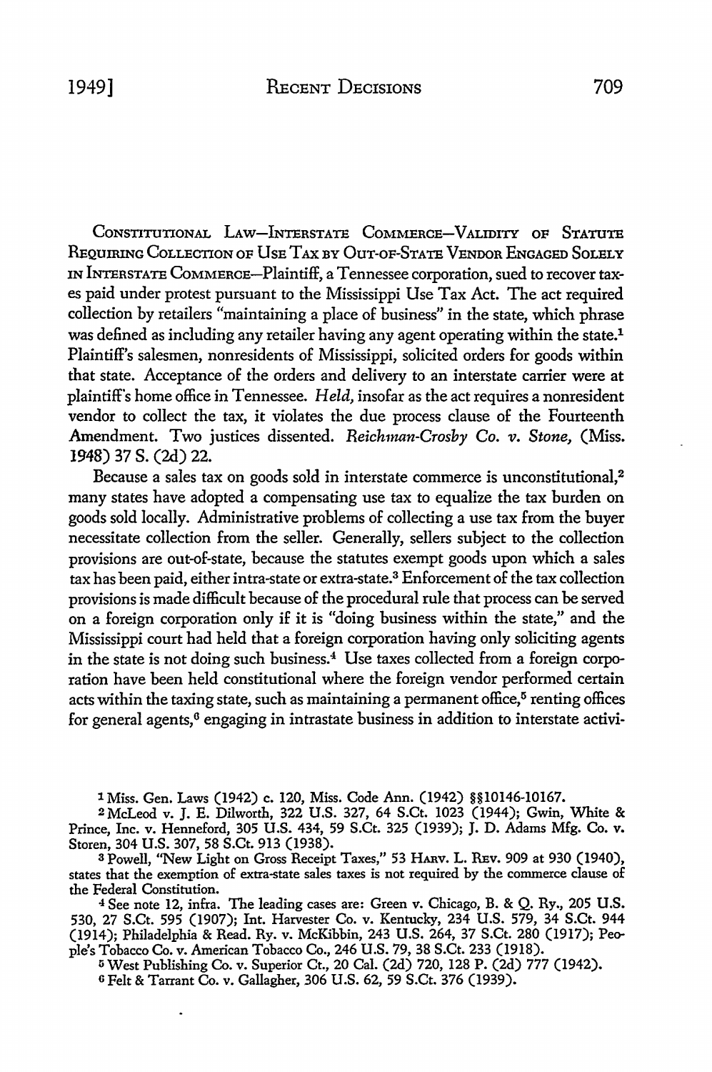CONSTITUTIONAL LAW—INTERSTATE COMMERCE—VALIDITY OF STATUTE REQUIRING COLLECTION OF USE TAX BY OUT-OF-STATE VENDOR ENGAGED SOLELY IN INTERSTATE COMMERCE—Plaintiff, a Tennessee corporation, sued to recover taxes paid under protest pursuant to the Mississippi Use Tax Act. The act required collection by retailers "maintaining a place of business" in the state, which phrase was defined as including any retailer having any agent operating within the state.[1] Plaintiff's salesmen, nonresidents of Mississippi, solicited orders for goods within that state. Acceptance of the orders and delivery to an interstate carrier were at plaintiff's home office in Tennessee. *Held,* insofar as the act requires a nonresident vendor to collect the tax, it violates the due process clause of the Fourteenth Amendment. Two justices dissented. *Reichman-Crosby Co. v. Stone,* (Miss. 1948) 37 S. (2d) 22.

Because a sales tax on goods sold in interstate commerce is unconstitutional,[2] many states have adopted a compensating use tax to equalize the tax burden on goods sold locally. Administrative problems of collecting a use tax from the buyer necessitate collection from the seller. Generally, sellers subject to the collection provisions are out-of-state, because the statutes exempt goods upon which a sales tax has been paid, either intra-state or extra-state.[3] Enforcement of the tax collection provisions is made difficult because of the procedural rule that process can be served on a foreign corporation only if it is "doing business within the state," and the Mississippi court had held that a foreign corporation having only soliciting agents in the state is not doing such business.[4] Use taxes collected from a foreign corporation have been held constitutional where the foreign vendor performed certain acts within the taxing state, such as maintaining a permanent office,[5] renting offices for general agents,[6] engaging in intrastate business in addition to interstate activi-

---

[1] Miss. Gen. Laws (1942) c. 120, Miss. Code Ann. (1942) §§10146-10167.

[2] McLeod v. J. E. Dilworth, 322 U.S. 327, 64 S.Ct. 1023 (1944); Gwin, White & Prince, Inc. v. Henneford, 305 U.S. 434, 59 S.Ct. 325 (1939); J. D. Adams Mfg. Co. v. Storen, 304 U.S. 307, 58 S.Ct. 913 (1938).

[3] Powell, "New Light on Gross Receipt Taxes," 53 HARV. L. REV. 909 at 930 (1940), states that the exemption of extra-state sales taxes is not required by the commerce clause of the Federal Constitution.

[4] See note 12, infra. The leading cases are: Green v. Chicago, B. & Q. Ry., 205 U.S. 530, 27 S.Ct. 595 (1907); Int. Harvester Co. v. Kentucky, 234 U.S. 579, 34 S.Ct. 944 (1914); Philadelphia & Read. Ry. v. McKibbin, 243 U.S. 264, 37 S.Ct. 280 (1917); People's Tobacco Co. v. American Tobacco Co., 246 U.S. 79, 38 S.Ct. 233 (1918).

[5] West Publishing Co. v. Superior Ct., 20 Cal. (2d) 720, 128 P. (2d) 777 (1942).

[6] Felt & Tarrant Co. v. Gallagher, 306 U.S. 62, 59 S.Ct. 376 (1939).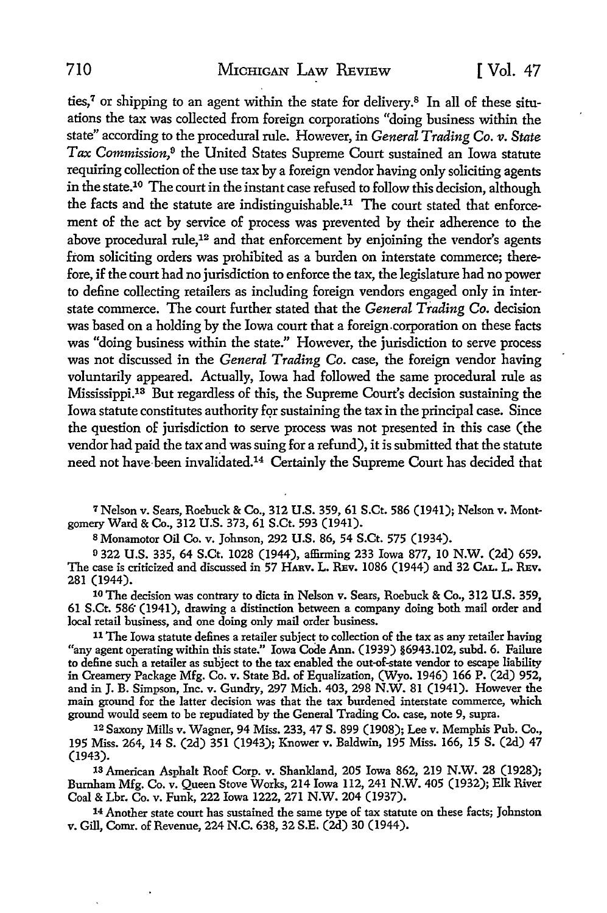ties,[7] or shipping to an agent within the state for delivery.[8] In all of these situations the tax was collected from foreign corporations "doing business within the state" according to the procedural rule. However, in *General Trading Co. v. State Tax Commission*,[9] the United States Supreme Court sustained an Iowa statute requiring collection of the use tax by a foreign vendor having only soliciting agents in the state.[10] The court in the instant case refused to follow this decision, although the facts and the statute are indistinguishable.[11] The court stated that enforcement of the act by service of process was prevented by their adherence to the above procedural rule,[12] and that enforcement by enjoining the vendor's agents from soliciting orders was prohibited as a burden on interstate commerce; therefore, if the court had no jurisdiction to enforce the tax, the legislature had no power to define collecting retailers as including foreign vendors engaged only in interstate commerce. The court further stated that the *General Trading Co.* decision was based on a holding by the Iowa court that a foreign corporation on these facts was "doing business within the state." However, the jurisdiction to serve process was not discussed in the *General Trading Co.* case, the foreign vendor having voluntarily appeared. Actually, Iowa had followed the same procedural rule as Mississippi.[13] But regardless of this, the Supreme Court's decision sustaining the Iowa statute constitutes authority for sustaining the tax in the principal case. Since the question of jurisdiction to serve process was not presented in this case (the vendor had paid the tax and was suing for a refund), it is submitted that the statute need not have been invalidated.[14] Certainly the Supreme Court has decided that

[7] Nelson v. Sears, Roebuck & Co., 312 U.S. 359, 61 S.Ct. 586 (1941); Nelson v. Montgomery Ward & Co., 312 U.S. 373, 61 S.Ct. 593 (1941).

[8] Monamotor Oil Co. v. Johnson, 292 U.S. 86, 54 S.Ct. 575 (1934).

[9] 322 U.S. 335, 64 S.Ct. 1028 (1944), affirming 233 Iowa 877, 10 N.W. (2d) 659. The case is criticized and discussed in 57 Harv. L. Rev. 1086 (1944) and 32 Cal. L. Rev. 281 (1944).

[10] The decision was contrary to dicta in Nelson v. Sears, Roebuck & Co., 312 U.S. 359, 61 S.Ct. 586 (1941), drawing a distinction between a company doing both mail order and local retail business, and one doing only mail order business.

[11] The Iowa statute defines a retailer subject to collection of the tax as any retailer having "any agent operating within this state." Iowa Code Ann. (1939) §6943.102, subd. 6. Failure to define such a retailer as subject to the tax enabled the out-of-state vendor to escape liability in Creamery Package Mfg. Co. v. State Bd. of Equalization, (Wyo. 1946) 166 P. (2d) 952, and in J. B. Simpson, Inc. v. Gundry, 297 Mich. 403, 298 N.W. 81 (1941). However the main ground for the latter decision was that the tax burdened interstate commerce, which ground would seem to be repudiated by the General Trading Co. case, note 9, supra.

[12] Saxony Mills v. Wagner, 94 Miss. 233, 47 S. 899 (1908); Lee v. Memphis Pub. Co., 195 Miss. 264, 14 S. (2d) 351 (1943); Knower v. Baldwin, 195 Miss. 166, 15 S. (2d) 47 (1943).

[13] American Asphalt Roof Corp. v. Shankland, 205 Iowa 862, 219 N.W. 28 (1928); Burnham Mfg. Co. v. Queen Stove Works, 214 Iowa 112, 241 N.W. 405 (1932); Elk River Coal & Lbr. Co. v. Funk, 222 Iowa 1222, 271 N.W. 204 (1937).

[14] Another state court has sustained the same type of tax statute on these facts; Johnston v. Gill, Comr. of Revenue, 224 N.C. 638, 32 S.E. (2d) 30 (1944).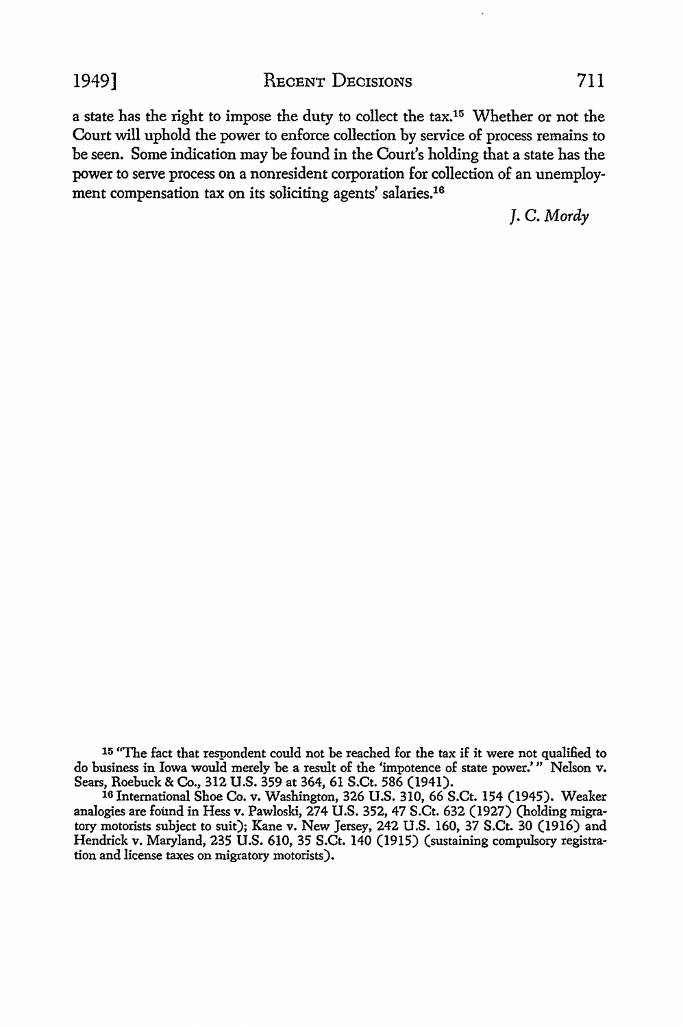a state has the right to impose the duty to collect the tax.[15] Whether or not the Court will uphold the power to enforce collection by service of process remains to be seen. Some indication may be found in the Court's holding that a state has the power to serve process on a nonresident corporation for collection of an unemployment compensation tax on its soliciting agents' salaries.[16]

*J. C. Mordy*

---

[15] "The fact that respondent could not be reached for the tax if it were not qualified to do business in Iowa would merely be a result of the 'impotence of state power.'" Nelson v. Sears, Roebuck & Co., 312 U.S. 359 at 364, 61 S.Ct. 586 (1941).

[16] International Shoe Co. v. Washington, 326 U.S. 310, 66 S.Ct. 154 (1945). Weaker analogies are found in Hess v. Pawloski, 274 U.S. 352, 47 S.Ct. 632 (1927) (holding migratory motorists subject to suit); Kane v. New Jersey, 242 U.S. 160, 37 S.Ct. 30 (1916) and Hendrick v. Maryland, 235 U.S. 610, 35 S.Ct. 140 (1915) (sustaining compulsory registration and license taxes on migratory motorists).